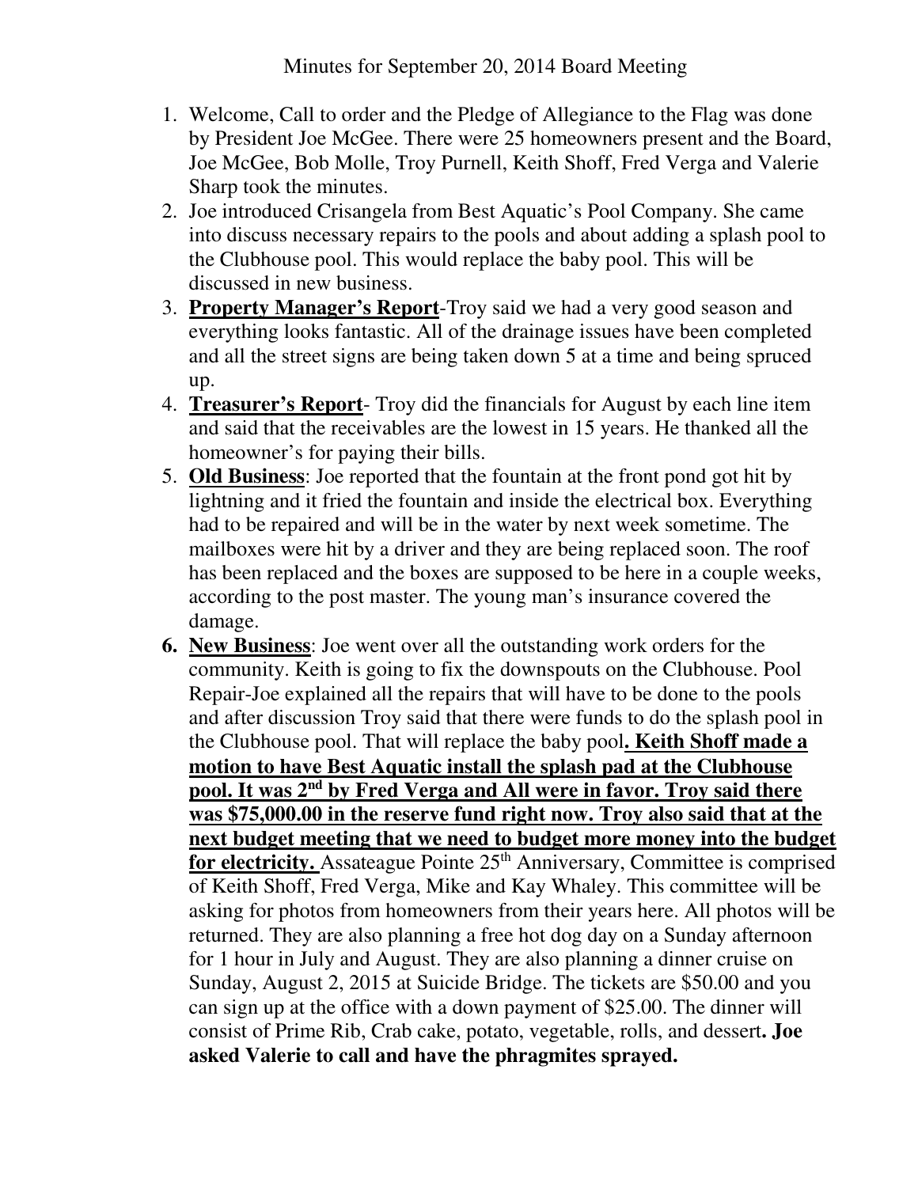# Minutes for September 20, 2014 Board Meeting

1. Welcome, Call to order and the Pledge of Allegiance to the Flag was done by President Joe McGee. There were 25 homeowners present and the Board, Joe McGee, Bob Molle, Troy Purnell, Keith Shoff, Fred Verga and Valerie Sharp took the minutes.
2. Joe introduced Crisangela from Best Aquatic's Pool Company. She came into discuss necessary repairs to the pools and about adding a splash pool to the Clubhouse pool. This would replace the baby pool. This will be discussed in new business.
3. <u>**Property Manager's Report**</u>-Troy said we had a very good season and everything looks fantastic. All of the drainage issues have been completed and all the street signs are being taken down 5 at a time and being spruced up.
4. <u>**Treasurer's Report**</u>- Troy did the financials for August by each line item and said that the receivables are the lowest in 15 years. He thanked all the homeowner's for paying their bills.
5. <u>**Old Business**</u>: Joe reported that the fountain at the front pond got hit by lightning and it fried the fountain and inside the electrical box. Everything had to be repaired and will be in the water by next week sometime. The mailboxes were hit by a driver and they are being replaced soon. The roof has been replaced and the boxes are supposed to be here in a couple weeks, according to the post master. The young man's insurance covered the damage.
6. <u>**New Business**</u>: Joe went over all the outstanding work orders for the community. Keith is going to fix the downspouts on the Clubhouse. Pool Repair-Joe explained all the repairs that will have to be done to the pools and after discussion Troy said that there were funds to do the splash pool in the Clubhouse pool. That will replace the baby pool<u>**. Keith Shoff made a motion to have Best Aquatic install the splash pad at the Clubhouse pool. It was 2nd by Fred Verga and All were in favor. Troy said there was $75,000.00 in the reserve fund right now. Troy also said that at the next budget meeting that we need to budget more money into the budget for electricity.**</u> Assateague Pointe 25th Anniversary, Committee is comprised of Keith Shoff, Fred Verga, Mike and Kay Whaley. This committee will be asking for photos from homeowners from their years here. All photos will be returned. They are also planning a free hot dog day on a Sunday afternoon for 1 hour in July and August. They are also planning a dinner cruise on Sunday, August 2, 2015 at Suicide Bridge. The tickets are $50.00 and you can sign up at the office with a down payment of $25.00. The dinner will consist of Prime Rib, Crab cake, potato, vegetable, rolls, and dessert**. Joe asked Valerie to call and have the phragmites sprayed.**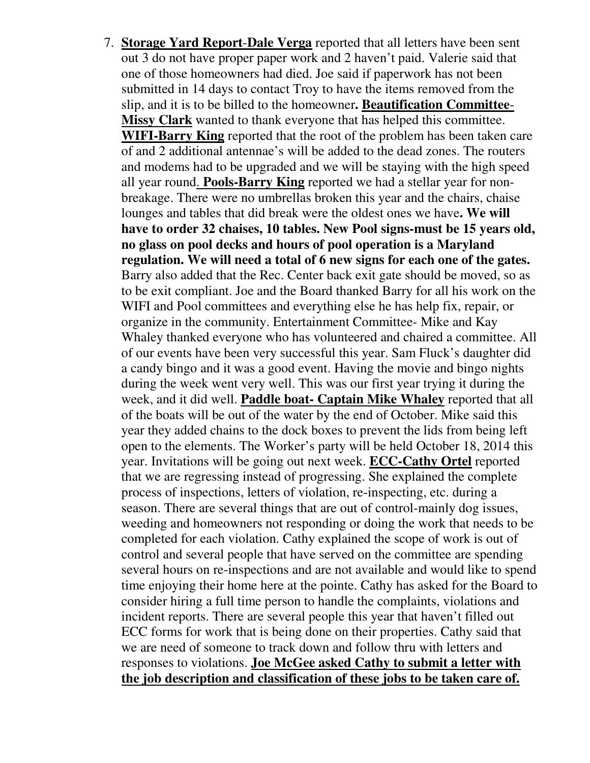7. **Storage Yard Report-Dale Verga** reported that all letters have been sent out 3 do not have proper paper work and 2 haven't paid. Valerie said that one of those homeowners had died. Joe said if paperwork has not been submitted in 14 days to contact Troy to have the items removed from the slip, and it is to be billed to the homeowner**. Beautification Committee-Missy Clark** wanted to thank everyone that has helped this committee. **WIFI-Barry King** reported that the root of the problem has been taken care of and 2 additional antennae's will be added to the dead zones. The routers and modems had to be upgraded and we will be staying with the high speed all year round. **Pools-Barry King** reported we had a stellar year for non-breakage. There were no umbrellas broken this year and the chairs, chaise lounges and tables that did break were the oldest ones we have**. We will have to order 32 chaises, 10 tables. New Pool signs-must be 15 years old, no glass on pool decks and hours of pool operation is a Maryland regulation. We will need a total of 6 new signs for each one of the gates.** Barry also added that the Rec. Center back exit gate should be moved, so as to be exit compliant. Joe and the Board thanked Barry for all his work on the WIFI and Pool committees and everything else he has help fix, repair, or organize in the community. Entertainment Committee- Mike and Kay Whaley thanked everyone who has volunteered and chaired a committee. All of our events have been very successful this year. Sam Fluck's daughter did a candy bingo and it was a good event. Having the movie and bingo nights during the week went very well. This was our first year trying it during the week, and it did well. **Paddle boat- Captain Mike Whaley** reported that all of the boats will be out of the water by the end of October. Mike said this year they added chains to the dock boxes to prevent the lids from being left open to the elements. The Worker's party will be held October 18, 2014 this year. Invitations will be going out next week. **ECC-Cathy Ortel** reported that we are regressing instead of progressing. She explained the complete process of inspections, letters of violation, re-inspecting, etc. during a season. There are several things that are out of control-mainly dog issues, weeding and homeowners not responding or doing the work that needs to be completed for each violation. Cathy explained the scope of work is out of control and several people that have served on the committee are spending several hours on re-inspections and are not available and would like to spend time enjoying their home here at the pointe. Cathy has asked for the Board to consider hiring a full time person to handle the complaints, violations and incident reports. There are several people this year that haven't filled out ECC forms for work that is being done on their properties. Cathy said that we are need of someone to track down and follow thru with letters and responses to violations. **Joe McGee asked Cathy to submit a letter with the job description and classification of these jobs to be taken care of.**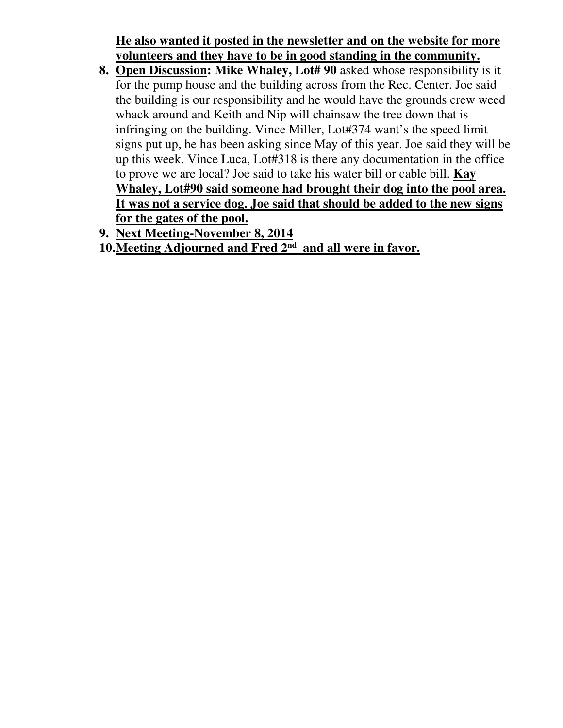**He also wanted it posted in the newsletter and on the website for more volunteers and they have to be in good standing in the community.**

8. **Open Discussion: Mike Whaley, Lot# 90** asked whose responsibility is it for the pump house and the building across from the Rec. Center. Joe said the building is our responsibility and he would have the grounds crew weed whack around and Keith and Nip will chainsaw the tree down that is infringing on the building. Vince Miller, Lot#374 want's the speed limit signs put up, he has been asking since May of this year. Joe said they will be up this week. Vince Luca, Lot#318 is there any documentation in the office to prove we are local? Joe said to take his water bill or cable bill. **Kay Whaley, Lot#90 said someone had brought their dog into the pool area. It was not a service dog. Joe said that should be added to the new signs for the gates of the pool.**
9. **Next Meeting-November 8, 2014**
10. **Meeting Adjourned and Fred 2nd and all were in favor.**